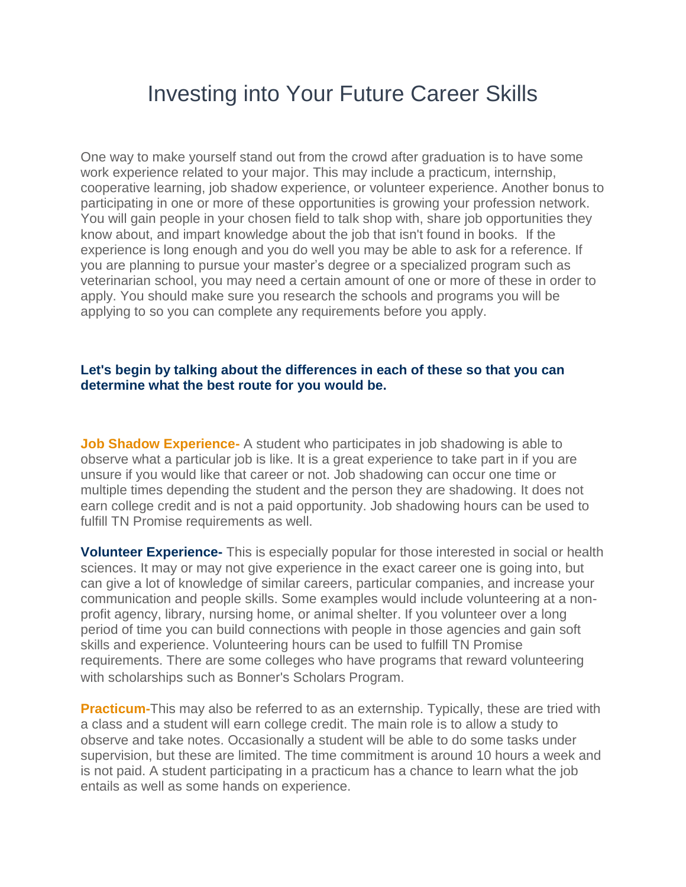# Investing into Your Future Career Skills

One way to make yourself stand out from the crowd after graduation is to have some work experience related to your major. This may include a practicum, internship, cooperative learning, job shadow experience, or volunteer experience. Another bonus to participating in one or more of these opportunities is growing your profession network. You will gain people in your chosen field to talk shop with, share job opportunities they know about, and impart knowledge about the job that isn't found in books. If the experience is long enough and you do well you may be able to ask for a reference. If you are planning to pursue your master's degree or a specialized program such as veterinarian school, you may need a certain amount of one or more of these in order to apply. You should make sure you research the schools and programs you will be applying to so you can complete any requirements before you apply.

**Let's begin by talking about the differences in each of these so that you can determine what the best route for you would be.**

**Job Shadow Experience-** A student who participates in job shadowing is able to observe what a particular job is like. It is a great experience to take part in if you are unsure if you would like that career or not. Job shadowing can occur one time or multiple times depending the student and the person they are shadowing. It does not earn college credit and is not a paid opportunity. Job shadowing hours can be used to fulfill TN Promise requirements as well.

**Volunteer Experience-** This is especially popular for those interested in social or health sciences. It may or may not give experience in the exact career one is going into, but can give a lot of knowledge of similar careers, particular companies, and increase your communication and people skills. Some examples would include volunteering at a non-profit agency, library, nursing home, or animal shelter. If you volunteer over a long period of time you can build connections with people in those agencies and gain soft skills and experience. Volunteering hours can be used to fulfill TN Promise requirements. There are some colleges who have programs that reward volunteering with scholarships such as Bonner's Scholars Program.

**Practicum-**This may also be referred to as an externship. Typically, these are tried with a class and a student will earn college credit. The main role is to allow a study to observe and take notes. Occasionally a student will be able to do some tasks under supervision, but these are limited. The time commitment is around 10 hours a week and is not paid. A student participating in a practicum has a chance to learn what the job entails as well as some hands on experience.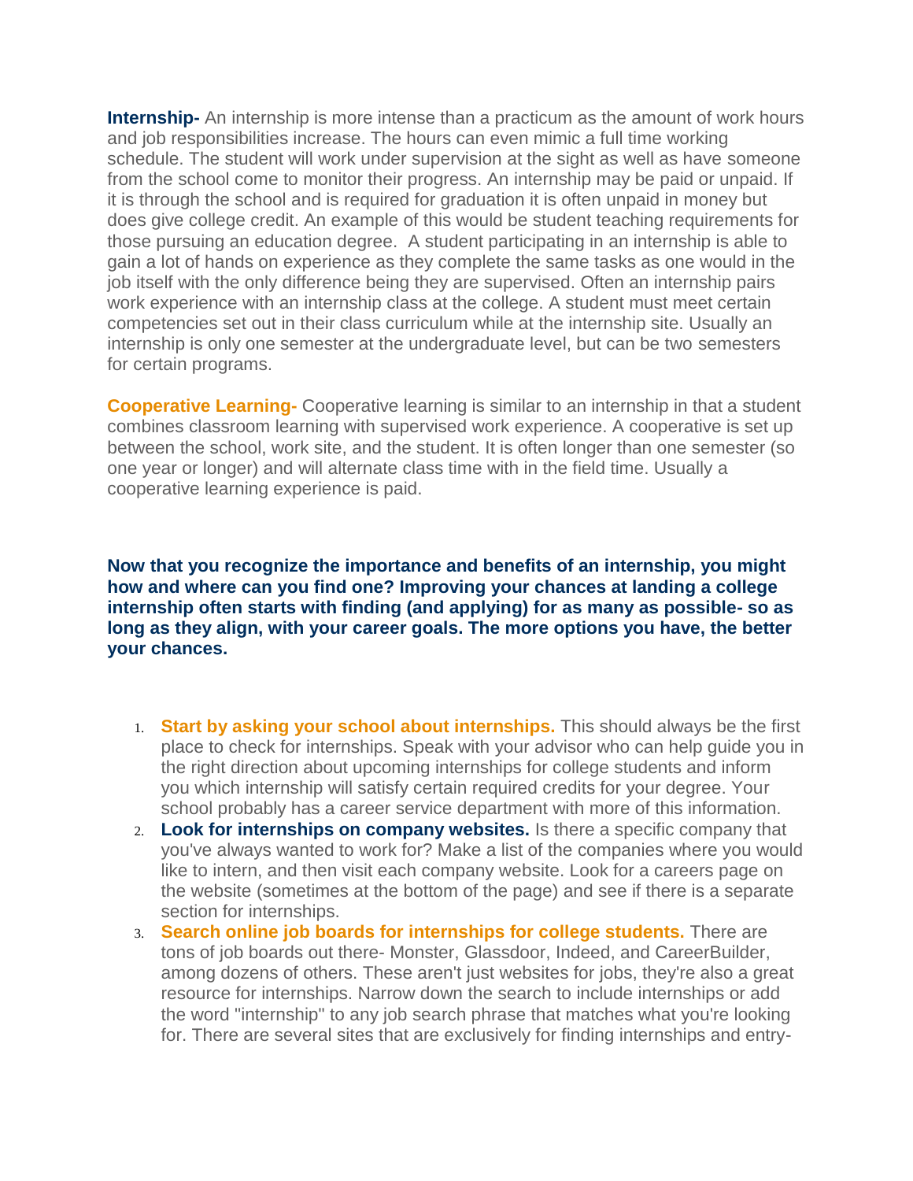**Internship-** An internship is more intense than a practicum as the amount of work hours and job responsibilities increase. The hours can even mimic a full time working schedule. The student will work under supervision at the sight as well as have someone from the school come to monitor their progress. An internship may be paid or unpaid. If it is through the school and is required for graduation it is often unpaid in money but does give college credit. An example of this would be student teaching requirements for those pursuing an education degree.  A student participating in an internship is able to gain a lot of hands on experience as they complete the same tasks as one would in the job itself with the only difference being they are supervised. Often an internship pairs work experience with an internship class at the college. A student must meet certain competencies set out in their class curriculum while at the internship site. Usually an internship is only one semester at the undergraduate level, but can be two semesters for certain programs.

**Cooperative Learning-** Cooperative learning is similar to an internship in that a student combines classroom learning with supervised work experience. A cooperative is set up between the school, work site, and the student. It is often longer than one semester (so one year or longer) and will alternate class time with in the field time. Usually a cooperative learning experience is paid.

**Now that you recognize the importance and benefits of an internship, you might how and where can you find one? Improving your chances at landing a college internship often starts with finding (and applying) for as many as possible- so as long as they align, with your career goals. The more options you have, the better your chances.**

1. **Start by asking your school about internships.** This should always be the first place to check for internships. Speak with your advisor who can help guide you in the right direction about upcoming internships for college students and inform you which internship will satisfy certain required credits for your degree. Your school probably has a career service department with more of this information.
2. **Look for internships on company websites.** Is there a specific company that you've always wanted to work for? Make a list of the companies where you would like to intern, and then visit each company website. Look for a careers page on the website (sometimes at the bottom of the page) and see if there is a separate section for internships.
3. **Search online job boards for internships for college students.** There are tons of job boards out there- Monster, Glassdoor, Indeed, and CareerBuilder, among dozens of others. These aren't just websites for jobs, they're also a great resource for internships. Narrow down the search to include internships or add the word "internship" to any job search phrase that matches what you're looking for. There are several sites that are exclusively for finding internships and entry-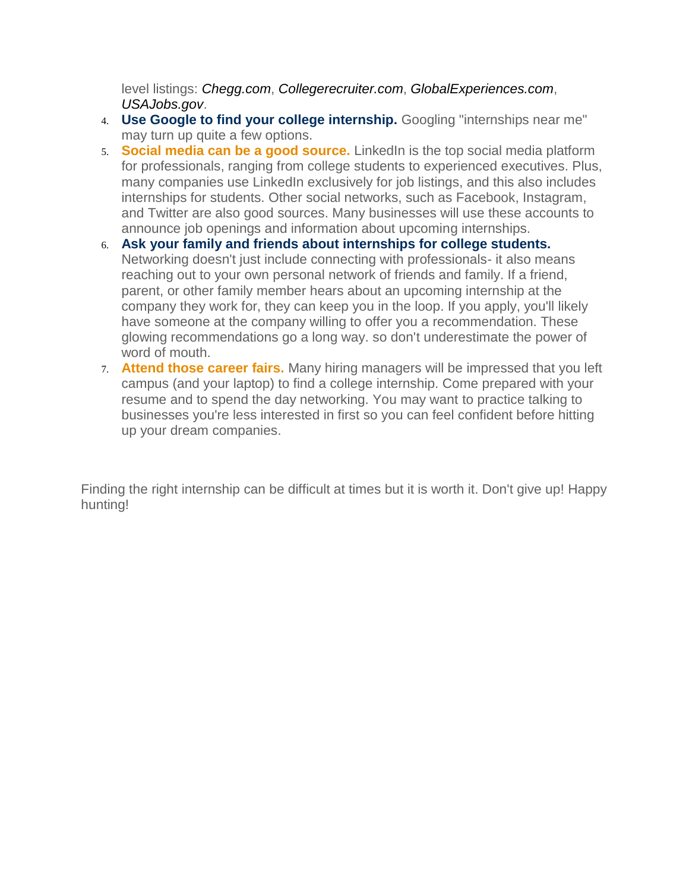level listings: *Chegg.com*, *Collegerecruiter.com*, *GlobalExperiences.com*, *USAJobs.gov*.

4. **Use Google to find your college internship.** Googling "internships near me" may turn up quite a few options.
5. **Social media can be a good source.** LinkedIn is the top social media platform for professionals, ranging from college students to experienced executives. Plus, many companies use LinkedIn exclusively for job listings, and this also includes internships for students. Other social networks, such as Facebook, Instagram, and Twitter are also good sources. Many businesses will use these accounts to announce job openings and information about upcoming internships.
6. **Ask your family and friends about internships for college students.** Networking doesn't just include connecting with professionals- it also means reaching out to your own personal network of friends and family. If a friend, parent, or other family member hears about an upcoming internship at the company they work for, they can keep you in the loop. If you apply, you'll likely have someone at the company willing to offer you a recommendation. These glowing recommendations go a long way. so don't underestimate the power of word of mouth.
7. **Attend those career fairs.** Many hiring managers will be impressed that you left campus (and your laptop) to find a college internship. Come prepared with your resume and to spend the day networking. You may want to practice talking to businesses you're less interested in first so you can feel confident before hitting up your dream companies.

Finding the right internship can be difficult at times but it is worth it. Don't give up! Happy hunting!